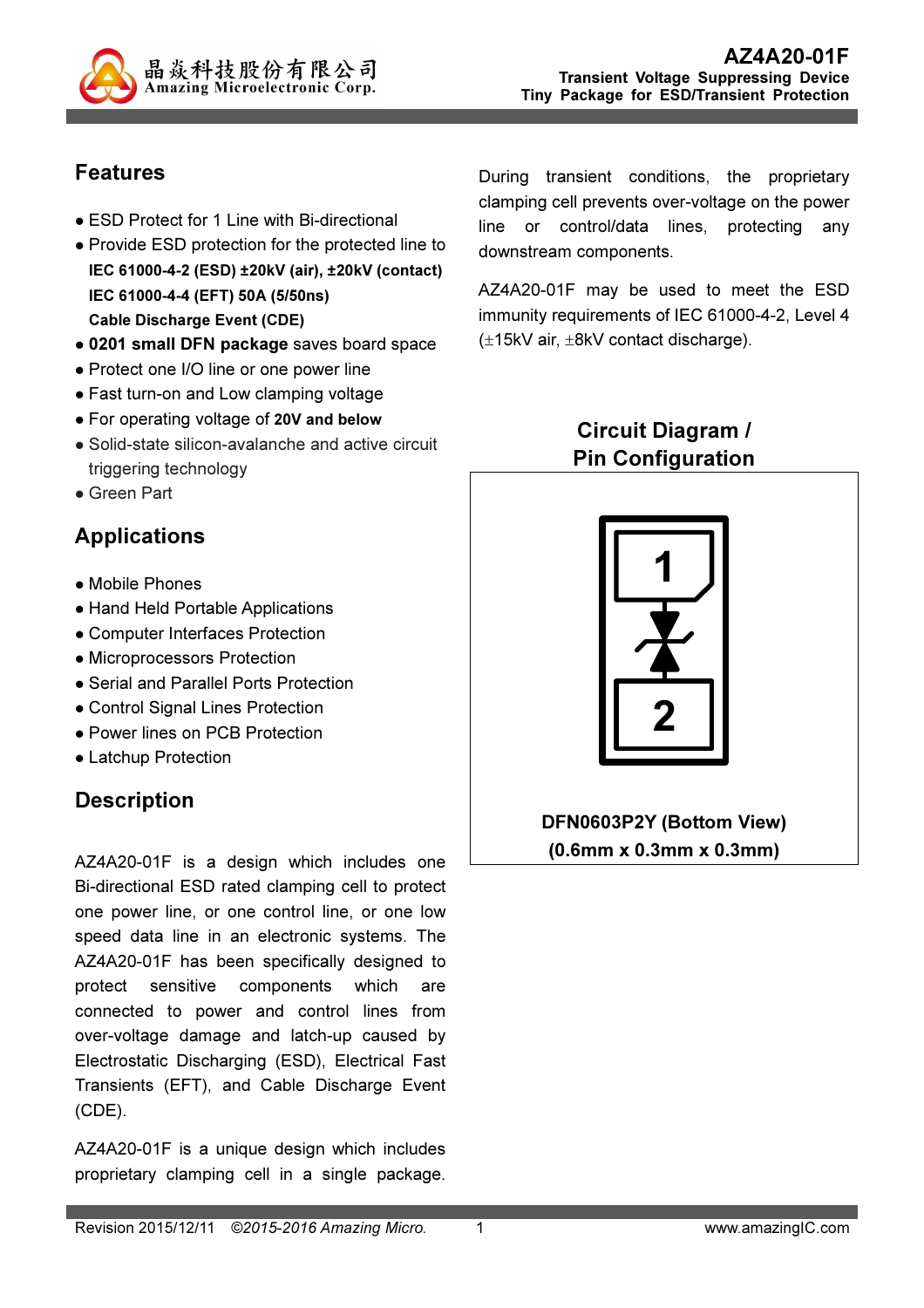# AZ4A20-01F

**Transient Voltage Suppressing Device**
**Tiny Package for ESD/Transient Protection**

## Features

- ESD Protect for 1 Line with Bi-directional
- Provide ESD protection for the protected line to
  **IEC 61000-4-2 (ESD) ±20kV (air), ±20kV (contact)**
  **IEC 61000-4-4 (EFT) 50A (5/50ns)**
  **Cable Discharge Event (CDE)**
- **0201 small DFN package** saves board space
- Protect one I/O line or one power line
- Fast turn-on and Low clamping voltage
- For operating voltage of **20V and below**
- Solid-state silicon-avalanche and active circuit triggering technology
- Green Part

## Applications

- Mobile Phones
- Hand Held Portable Applications
- Computer Interfaces Protection
- Microprocessors Protection
- Serial and Parallel Ports Protection
- Control Signal Lines Protection
- Power lines on PCB Protection
- Latchup Protection

## Description

AZ4A20-01F is a design which includes one Bi-directional ESD rated clamping cell to protect one power line, or one control line, or one low speed data line in an electronic systems. The AZ4A20-01F has been specifically designed to protect sensitive components which are connected to power and control lines from over-voltage damage and latch-up caused by Electrostatic Discharging (ESD), Electrical Fast Transients (EFT), and Cable Discharge Event (CDE).

AZ4A20-01F is a unique design which includes proprietary clamping cell in a single package. During transient conditions, the proprietary clamping cell prevents over-voltage on the power line or control/data lines, protecting any downstream components.

AZ4A20-01F may be used to meet the ESD immunity requirements of IEC 61000-4-2, Level 4 (±15kV air, ±8kV contact discharge).

## Circuit Diagram / Pin Configuration

1

2

**DFN0603P2Y (Bottom View)**
**(0.6mm x 0.3mm x 0.3mm)**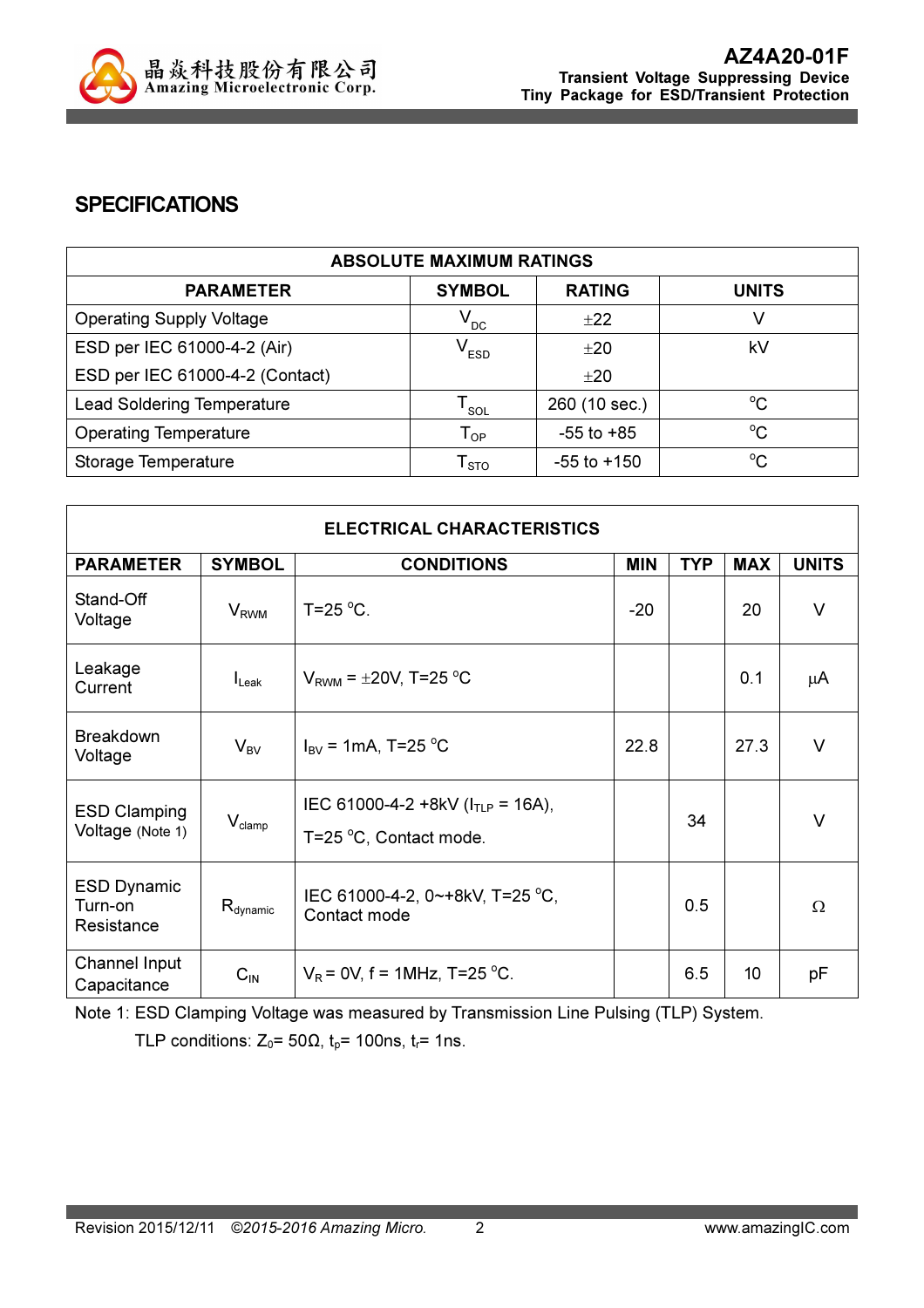## SPECIFICATIONS

| ABSOLUTE MAXIMUM RATINGS | | | |
|---|---|---|---|
| **PARAMETER** | **SYMBOL** | **RATING** | **UNITS** |
| Operating Supply Voltage | $V_{DC}$ | ±22 | V |
| ESD per IEC 61000-4-2 (Air) | $V_{ESD}$ | ±20 | kV |
| ESD per IEC 61000-4-2 (Contact) | | ±20 | |
| Lead Soldering Temperature | $T_{SOL}$ | 260 (10 sec.) | °C |
| Operating Temperature | $T_{OP}$ | -55 to +85 | °C |
| Storage Temperature | $T_{STO}$ | -55 to +150 | °C |

| ELECTRICAL CHARACTERISTICS | | | | | | |
|---|---|---|---|---|---|---|
| **PARAMETER** | **SYMBOL** | **CONDITIONS** | **MIN** | **TYP** | **MAX** | **UNITS** |
| Stand-Off Voltage | $V_{RWM}$ | T=25 °C. | -20 | | 20 | V |
| Leakage Current | $I_{Leak}$ | $V_{RWM}$ = ±20V, T=25 °C | | | 0.1 | μA |
| Breakdown Voltage | $V_{BV}$ | $I_{BV}$ = 1mA, T=25 °C | 22.8 | | 27.3 | V |
| ESD Clamping Voltage (Note 1) | $V_{clamp}$ | IEC 61000-4-2 +8kV ($I_{TLP}$ = 16A), T=25 °C, Contact mode. | | 34 | | V |
| ESD Dynamic Turn-on Resistance | $R_{dynamic}$ | IEC 61000-4-2, 0~+8kV, T=25 °C, Contact mode | | 0.5 | | Ω |
| Channel Input Capacitance | $C_{IN}$ | $V_R$ = 0V, f = 1MHz, T=25 °C. | | 6.5 | 10 | pF |

Note 1: ESD Clamping Voltage was measured by Transmission Line Pulsing (TLP) System.
TLP conditions: $Z_0$= 50Ω, $t_p$= 100ns, $t_r$= 1ns.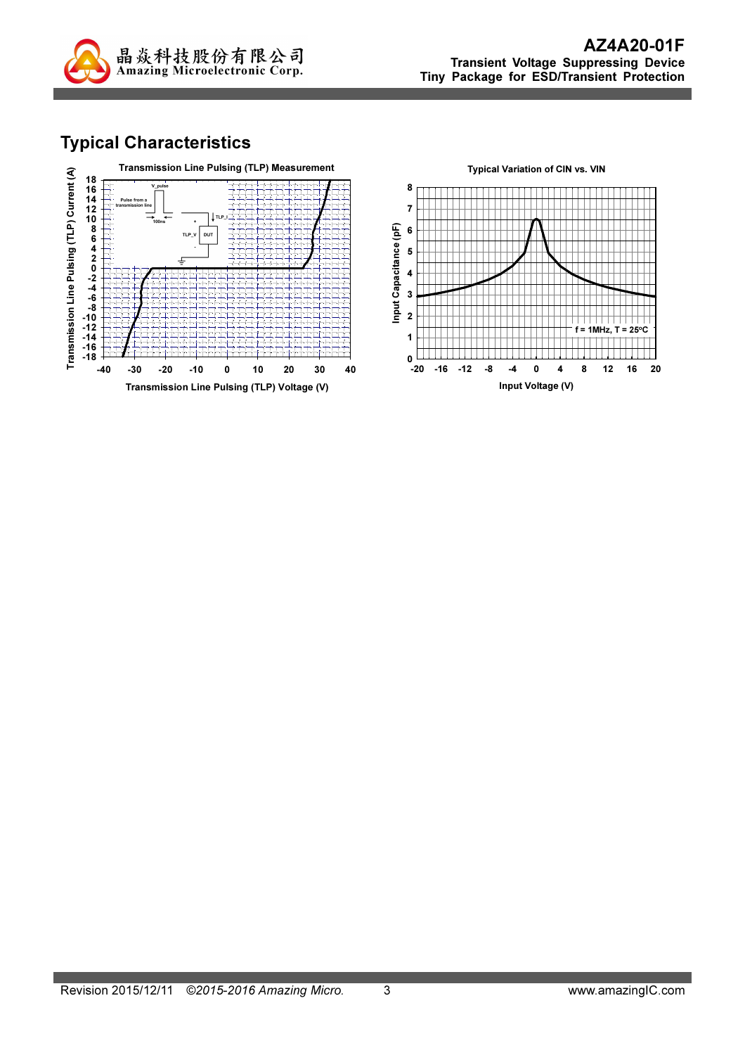# Typical Characteristics

Transmission Line Pulsing (TLP) Measurement

Typical Variation of CIN vs. VIN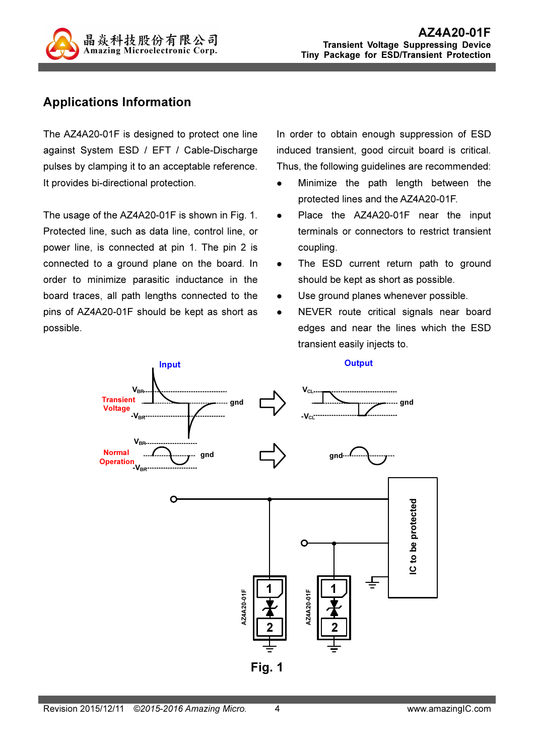## Applications Information

The AZ4A20-01F is designed to protect one line against System ESD / EFT / Cable-Discharge pulses by clamping it to an acceptable reference. It provides bi-directional protection.

The usage of the AZ4A20-01F is shown in Fig. 1. Protected line, such as data line, control line, or power line, is connected at pin 1. The pin 2 is connected to a ground plane on the board. In order to minimize parasitic inductance in the board traces, all path lengths connected to the pins of AZ4A20-01F should be kept as short as possible.

In order to obtain enough suppression of ESD induced transient, good circuit board is critical. Thus, the following guidelines are recommended:

- Minimize the path length between the protected lines and the AZ4A20-01F.
- Place the AZ4A20-01F near the input terminals or connectors to restrict transient coupling.
- The ESD current return path to ground should be kept as short as possible.
- Use ground planes whenever possible.
- NEVER route critical signals near board edges and near the lines which the ESD transient easily injects to.

Fig. 1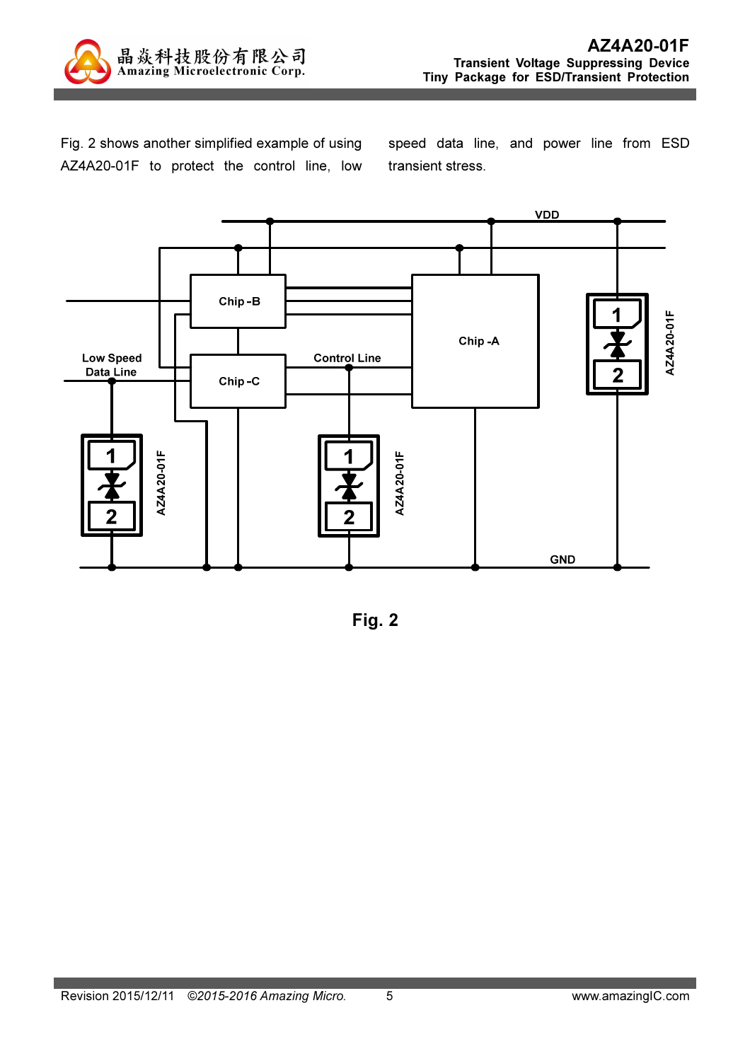Fig. 2 shows another simplified example of using AZ4A20-01F to protect the control line, low speed data line, and power line from ESD transient stress.

Fig. 2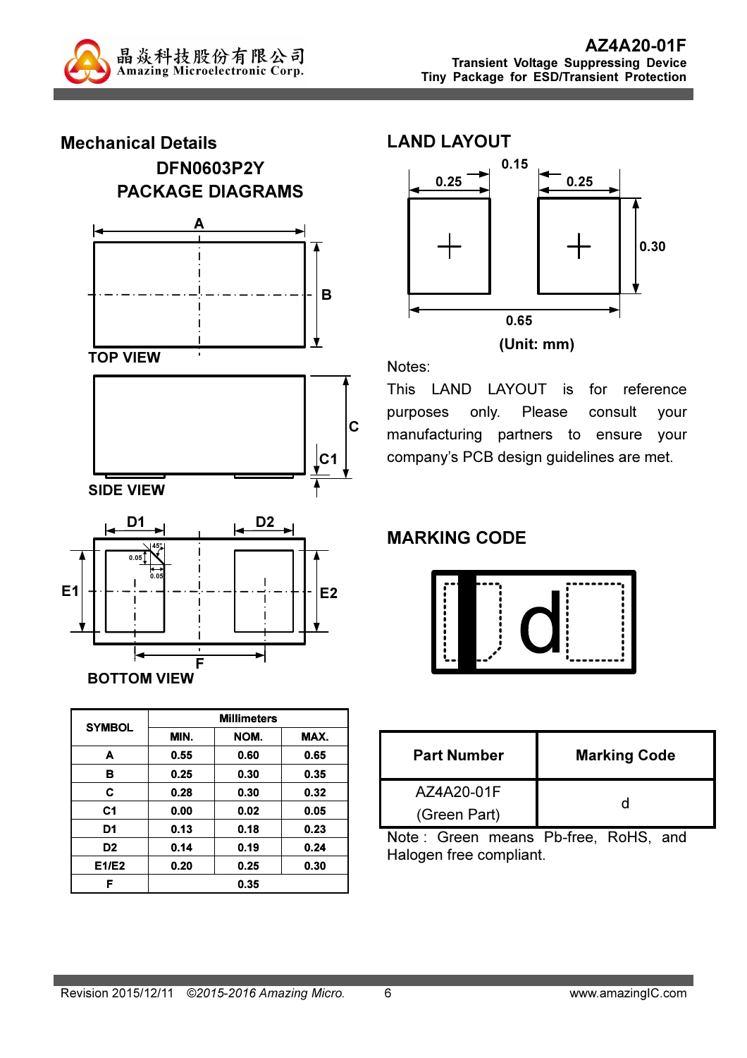## Mechanical Details

### DFN0603P2Y PACKAGE DIAGRAMS

TOP VIEW

SIDE VIEW

BOTTOM VIEW

| SYMBOL | Millimeters | | |
|---|---|---|---|
| | MIN. | NOM. | MAX. |
| A | 0.55 | 0.60 | 0.65 |
| B | 0.25 | 0.30 | 0.35 |
| C | 0.28 | 0.30 | 0.32 |
| C1 | 0.00 | 0.02 | 0.05 |
| D1 | 0.13 | 0.18 | 0.23 |
| D2 | 0.14 | 0.19 | 0.24 |
| E1/E2 | 0.20 | 0.25 | 0.30 |
| F | | 0.35 | |

## LAND LAYOUT

(Unit: mm)

Notes:

This LAND LAYOUT is for reference purposes only. Please consult your manufacturing partners to ensure your company's PCB design guidelines are met.

## MARKING CODE

| Part Number | Marking Code |
|---|---|
| AZ4A20-01F (Green Part) | d |

Note : Green means Pb-free, RoHS, and Halogen free compliant.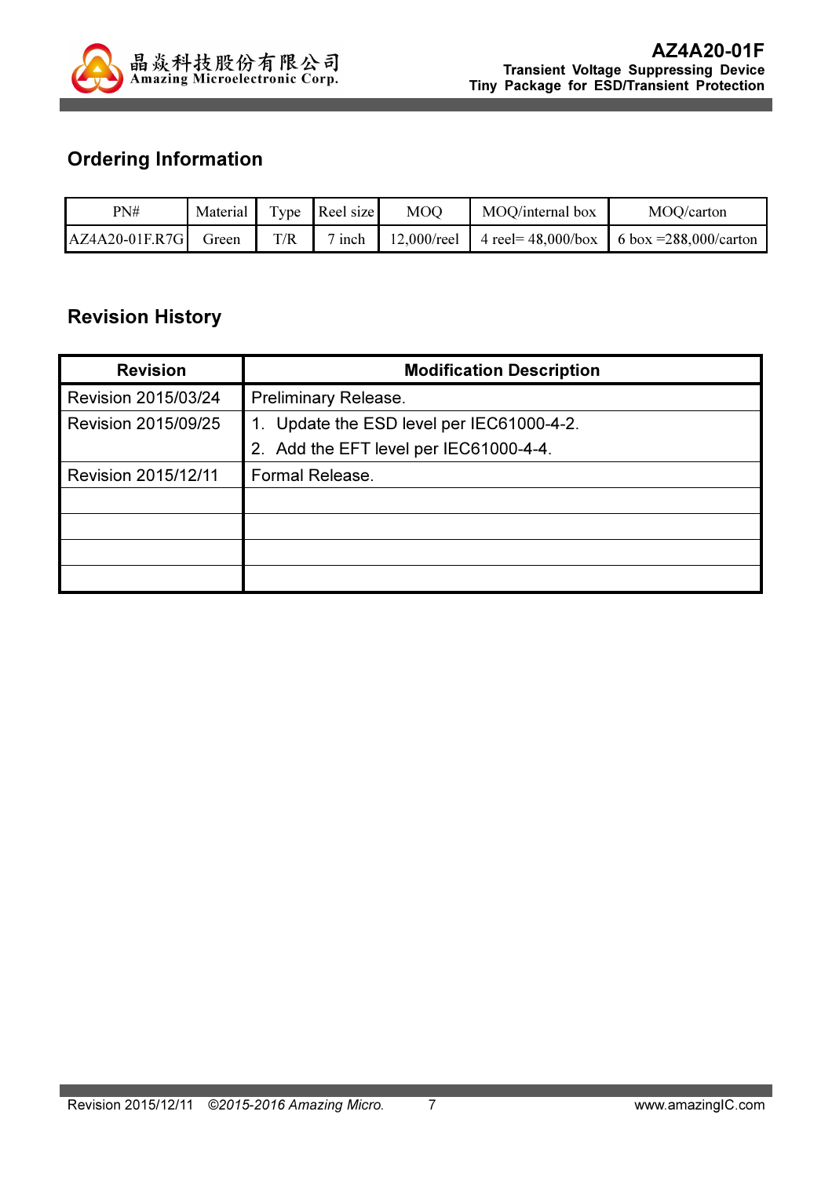## Ordering Information

| PN# | Material | Type | Reel size | MOQ | MOQ/internal box | MOQ/carton |
|---|---|---|---|---|---|---|
| AZ4A20-01F.R7G | Green | T/R | 7 inch | 12,000/reel | 4 reel= 48,000/box | 6 box =288,000/carton |

## Revision History

| Revision | Modification Description |
|---|---|
| Revision 2015/03/24 | Preliminary Release. |
| Revision 2015/09/25 | 1. Update the ESD level per IEC61000-4-2.<br>2. Add the EFT level per IEC61000-4-4. |
| Revision 2015/12/11 | Formal Release. |
| | |
| | |
| | |
| | |